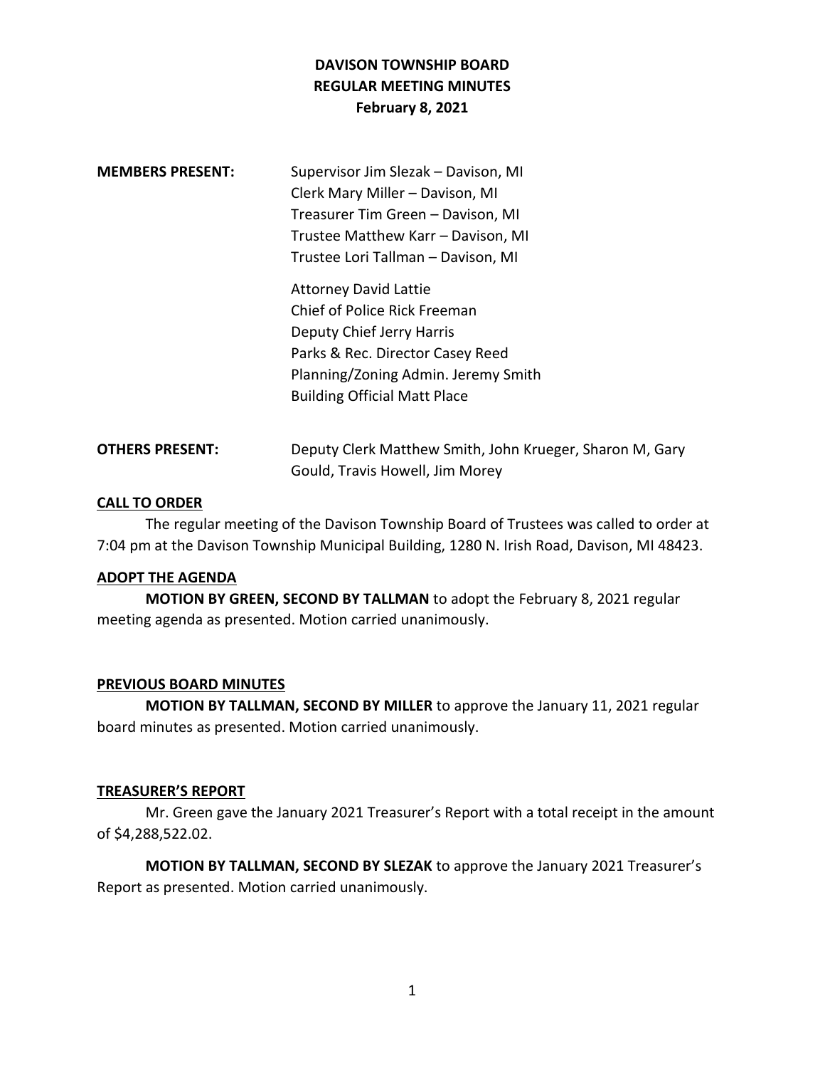# DAVISON TOWNSHIP BOARD
## REGULAR MEETING MINUTES
### February 8, 2021

**MEMBERS PRESENT:**

Supervisor Jim Slezak – Davison, MI
Clerk Mary Miller – Davison, MI
Treasurer Tim Green – Davison, MI
Trustee Matthew Karr – Davison, MI
Trustee Lori Tallman – Davison, MI

Attorney David Lattie
Chief of Police Rick Freeman
Deputy Chief Jerry Harris
Parks & Rec. Director Casey Reed
Planning/Zoning Admin. Jeremy Smith
Building Official Matt Place

**OTHERS PRESENT:** Deputy Clerk Matthew Smith, John Krueger, Sharon M, Gary Gould, Travis Howell, Jim Morey

**CALL TO ORDER**

The regular meeting of the Davison Township Board of Trustees was called to order at 7:04 pm at the Davison Township Municipal Building, 1280 N. Irish Road, Davison, MI 48423.

**ADOPT THE AGENDA**

**MOTION BY GREEN, SECOND BY TALLMAN** to adopt the February 8, 2021 regular meeting agenda as presented. Motion carried unanimously.

**PREVIOUS BOARD MINUTES**

**MOTION BY TALLMAN, SECOND BY MILLER** to approve the January 11, 2021 regular board minutes as presented. Motion carried unanimously.

**TREASURER'S REPORT**

Mr. Green gave the January 2021 Treasurer's Report with a total receipt in the amount of $4,288,522.02.

**MOTION BY TALLMAN, SECOND BY SLEZAK** to approve the January 2021 Treasurer's Report as presented. Motion carried unanimously.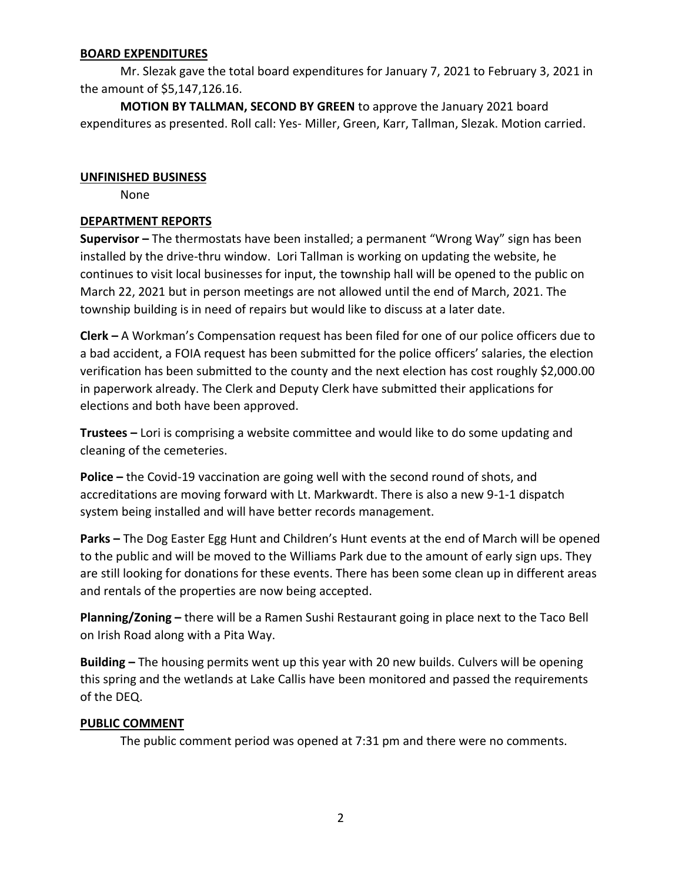## BOARD EXPENDITURES

Mr. Slezak gave the total board expenditures for January 7, 2021 to February 3, 2021 in the amount of $5,147,126.16.

**MOTION BY TALLMAN, SECOND BY GREEN** to approve the January 2021 board expenditures as presented. Roll call: Yes- Miller, Green, Karr, Tallman, Slezak. Motion carried.

## UNFINISHED BUSINESS

None

## DEPARTMENT REPORTS

**Supervisor –** The thermostats have been installed; a permanent "Wrong Way" sign has been installed by the drive-thru window. Lori Tallman is working on updating the website, he continues to visit local businesses for input, the township hall will be opened to the public on March 22, 2021 but in person meetings are not allowed until the end of March, 2021. The township building is in need of repairs but would like to discuss at a later date.

**Clerk –** A Workman's Compensation request has been filed for one of our police officers due to a bad accident, a FOIA request has been submitted for the police officers' salaries, the election verification has been submitted to the county and the next election has cost roughly $2,000.00 in paperwork already. The Clerk and Deputy Clerk have submitted their applications for elections and both have been approved.

**Trustees –** Lori is comprising a website committee and would like to do some updating and cleaning of the cemeteries.

**Police –** the Covid-19 vaccination are going well with the second round of shots, and accreditations are moving forward with Lt. Markwardt. There is also a new 9-1-1 dispatch system being installed and will have better records management.

**Parks –** The Dog Easter Egg Hunt and Children's Hunt events at the end of March will be opened to the public and will be moved to the Williams Park due to the amount of early sign ups. They are still looking for donations for these events. There has been some clean up in different areas and rentals of the properties are now being accepted.

**Planning/Zoning –** there will be a Ramen Sushi Restaurant going in place next to the Taco Bell on Irish Road along with a Pita Way.

**Building –** The housing permits went up this year with 20 new builds. Culvers will be opening this spring and the wetlands at Lake Callis have been monitored and passed the requirements of the DEQ.

## PUBLIC COMMENT

The public comment period was opened at 7:31 pm and there were no comments.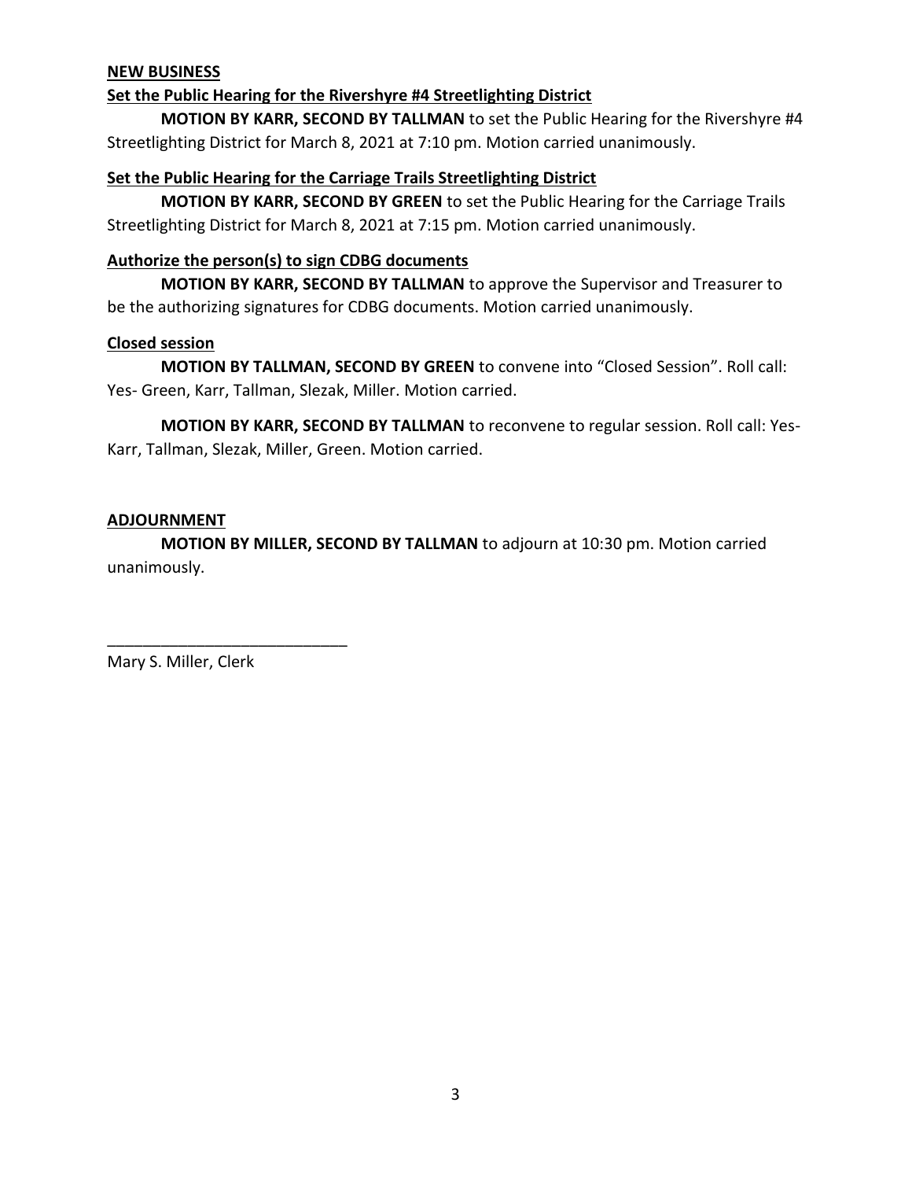**NEW BUSINESS**

**Set the Public Hearing for the Rivershyre #4 Streetlighting District**

**MOTION BY KARR, SECOND BY TALLMAN** to set the Public Hearing for the Rivershyre #4 Streetlighting District for March 8, 2021 at 7:10 pm. Motion carried unanimously.

**Set the Public Hearing for the Carriage Trails Streetlighting District**

**MOTION BY KARR, SECOND BY GREEN** to set the Public Hearing for the Carriage Trails Streetlighting District for March 8, 2021 at 7:15 pm. Motion carried unanimously.

**Authorize the person(s) to sign CDBG documents**

**MOTION BY KARR, SECOND BY TALLMAN** to approve the Supervisor and Treasurer to be the authorizing signatures for CDBG documents. Motion carried unanimously.

**Closed session**

**MOTION BY TALLMAN, SECOND BY GREEN** to convene into "Closed Session". Roll call: Yes- Green, Karr, Tallman, Slezak, Miller. Motion carried.

**MOTION BY KARR, SECOND BY TALLMAN** to reconvene to regular session. Roll call: Yes- Karr, Tallman, Slezak, Miller, Green. Motion carried.

**ADJOURNMENT**

**MOTION BY MILLER, SECOND BY TALLMAN** to adjourn at 10:30 pm. Motion carried unanimously.

___________________________

Mary S. Miller, Clerk